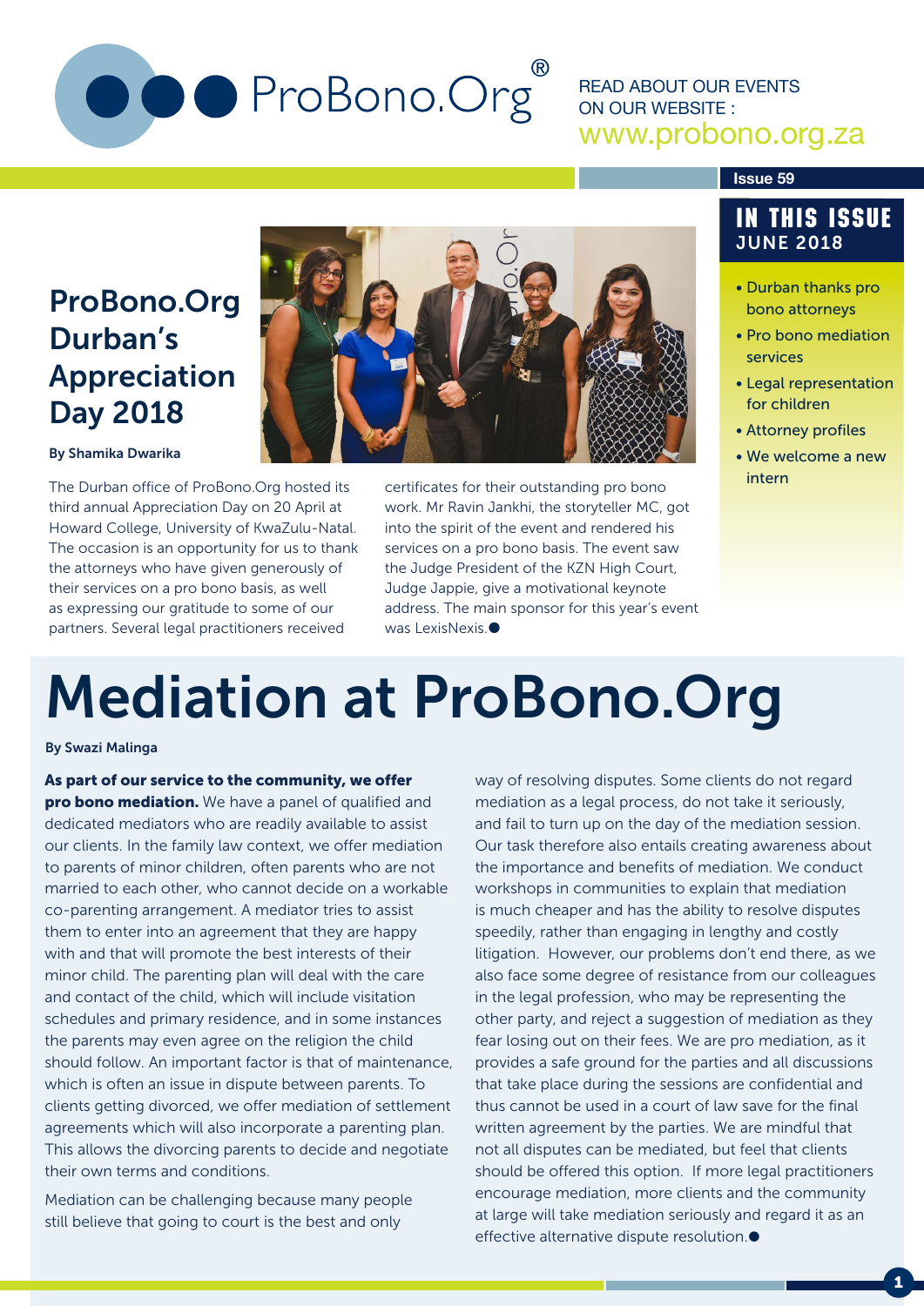ProBono.Org®

READ ABOUT OUR EVENTS ON OUR WEBSITE : www.probono.org.za

Issue 59

## IN THIS ISSUE
**JUNE 2018**

- Durban thanks pro bono attorneys
- Pro bono mediation services
- Legal representation for children
- Attorney profiles
- We welcome a new intern

## ProBono.Org Durban's Appreciation Day 2018

**By Shamika Dwarika**

The Durban office of ProBono.Org hosted its third annual Appreciation Day on 20 April at Howard College, University of KwaZulu-Natal. The occasion is an opportunity for us to thank the attorneys who have given generously of their services on a pro bono basis, as well as expressing our gratitude to some of our partners. Several legal practitioners received certificates for their outstanding pro bono work. Mr Ravin Jankhi, the storyteller MC, got into the spirit of the event and rendered his services on a pro bono basis. The event saw the Judge President of the KZN High Court, Judge Jappie, give a motivational keynote address. The main sponsor for this year's event was LexisNexis.●

# Mediation at ProBono.Org

**By Swazi Malinga**

**As part of our service to the community, we offer pro bono mediation.** We have a panel of qualified and dedicated mediators who are readily available to assist our clients. In the family law context, we offer mediation to parents of minor children, often parents who are not married to each other, who cannot decide on a workable co-parenting arrangement. A mediator tries to assist them to enter into an agreement that they are happy with and that will promote the best interests of their minor child. The parenting plan will deal with the care and contact of the child, which will include visitation schedules and primary residence, and in some instances the parents may even agree on the religion the child should follow. An important factor is that of maintenance, which is often an issue in dispute between parents. To clients getting divorced, we offer mediation of settlement agreements which will also incorporate a parenting plan. This allows the divorcing parents to decide and negotiate their own terms and conditions.

Mediation can be challenging because many people still believe that going to court is the best and only way of resolving disputes. Some clients do not regard mediation as a legal process, do not take it seriously, and fail to turn up on the day of the mediation session. Our task therefore also entails creating awareness about the importance and benefits of mediation. We conduct workshops in communities to explain that mediation is much cheaper and has the ability to resolve disputes speedily, rather than engaging in lengthy and costly litigation. However, our problems don't end there, as we also face some degree of resistance from our colleagues in the legal profession, who may be representing the other party, and reject a suggestion of mediation as they fear losing out on their fees. We are pro mediation, as it provides a safe ground for the parties and all discussions that take place during the sessions are confidential and thus cannot be used in a court of law save for the final written agreement by the parties. We are mindful that not all disputes can be mediated, but feel that clients should be offered this option. If more legal practitioners encourage mediation, more clients and the community at large will take mediation seriously and regard it as an effective alternative dispute resolution.●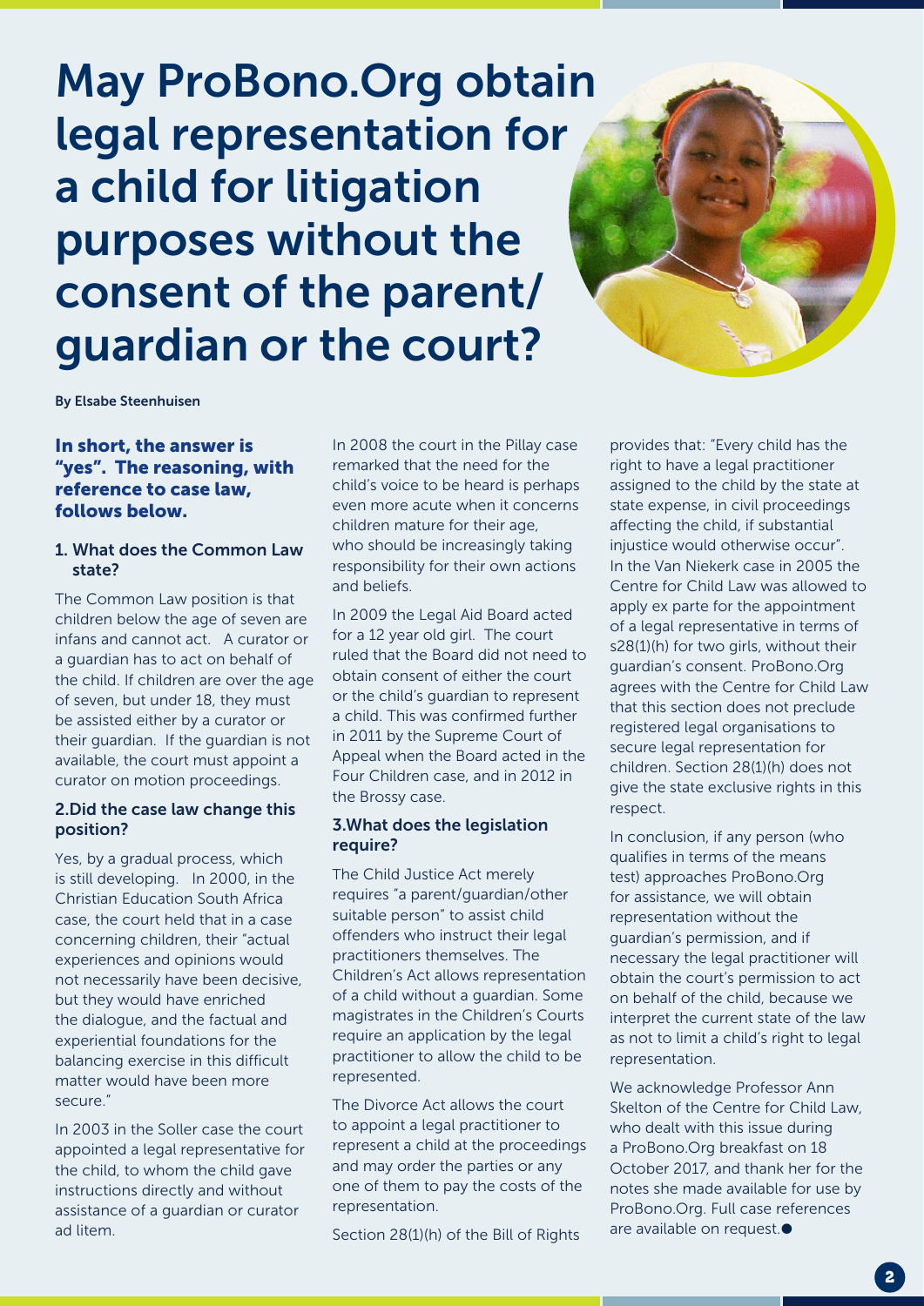# May ProBono.Org obtain legal representation for a child for litigation purposes without the consent of the parent/ guardian or the court?

**By Elsabe Steenhuisen**

**In short, the answer is "yes". The reasoning, with reference to case law, follows below.**

### 1. What does the Common Law state?

The Common Law position is that children below the age of seven are infans and cannot act. A curator or a guardian has to act on behalf of the child. If children are over the age of seven, but under 18, they must be assisted either by a curator or their guardian. If the guardian is not available, the court must appoint a curator on motion proceedings.

### 2.Did the case law change this position?

Yes, by a gradual process, which is still developing. In 2000, in the Christian Education South Africa case, the court held that in a case concerning children, their "actual experiences and opinions would not necessarily have been decisive, but they would have enriched the dialogue, and the factual and experiential foundations for the balancing exercise in this difficult matter would have been more secure."

In 2003 in the Soller case the court appointed a legal representative for the child, to whom the child gave instructions directly and without assistance of a guardian or curator ad litem.

In 2008 the court in the Pillay case remarked that the need for the child's voice to be heard is perhaps even more acute when it concerns children mature for their age, who should be increasingly taking responsibility for their own actions and beliefs.

In 2009 the Legal Aid Board acted for a 12 year old girl. The court ruled that the Board did not need to obtain consent of either the court or the child's guardian to represent a child. This was confirmed further in 2011 by the Supreme Court of Appeal when the Board acted in the Four Children case, and in 2012 in the Brossy case.

### 3.What does the legislation require?

The Child Justice Act merely requires "a parent/guardian/other suitable person" to assist child offenders who instruct their legal practitioners themselves. The Children's Act allows representation of a child without a guardian. Some magistrates in the Children's Courts require an application by the legal practitioner to allow the child to be represented.

The Divorce Act allows the court to appoint a legal practitioner to represent a child at the proceedings and may order the parties or any one of them to pay the costs of the representation.

Section 28(1)(h) of the Bill of Rights provides that: "Every child has the right to have a legal practitioner assigned to the child by the state at state expense, in civil proceedings affecting the child, if substantial injustice would otherwise occur". In the Van Niekerk case in 2005 the Centre for Child Law was allowed to apply ex parte for the appointment of a legal representative in terms of s28(1)(h) for two girls, without their guardian's consent. ProBono.Org agrees with the Centre for Child Law that this section does not preclude registered legal organisations to secure legal representation for children. Section 28(1)(h) does not give the state exclusive rights in this respect.

In conclusion, if any person (who qualifies in terms of the means test) approaches ProBono.Org for assistance, we will obtain representation without the guardian's permission, and if necessary the legal practitioner will obtain the court's permission to act on behalf of the child, because we interpret the current state of the law as not to limit a child's right to legal representation.

We acknowledge Professor Ann Skelton of the Centre for Child Law, who dealt with this issue during a ProBono.Org breakfast on 18 October 2017, and thank her for the notes she made available for use by ProBono.Org. Full case references are available on request.●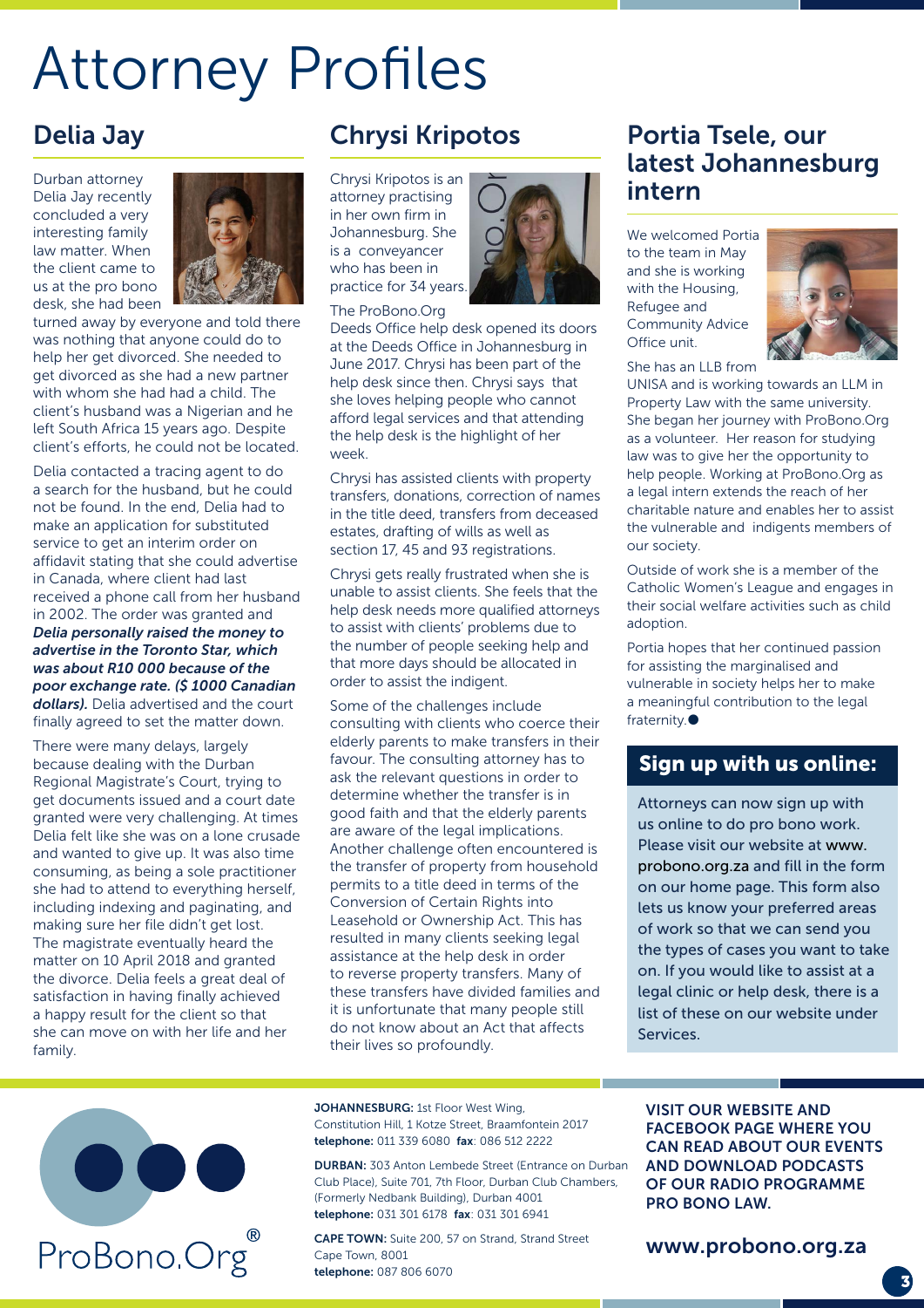# Attorney Profiles

## Delia Jay

Durban attorney Delia Jay recently concluded a very interesting family law matter. When the client came to us at the pro bono desk, she had been turned away by everyone and told there was nothing that anyone could do to help her get divorced. She needed to get divorced as she had a new partner with whom she had had a child. The client's husband was a Nigerian and he left South Africa 15 years ago. Despite client's efforts, he could not be located.

Delia contacted a tracing agent to do a search for the husband, but he could not be found. In the end, Delia had to make an application for substituted service to get an interim order on affidavit stating that she could advertise in Canada, where client had last received a phone call from her husband in 2002. The order was granted and ***Delia personally raised the money to advertise in the Toronto Star, which was about R10 000 because of the poor exchange rate. ($ 1000 Canadian dollars).*** Delia advertised and the court finally agreed to set the matter down.

There were many delays, largely because dealing with the Durban Regional Magistrate's Court, trying to get documents issued and a court date granted were very challenging. At times Delia felt like she was on a lone crusade and wanted to give up. It was also time consuming, as being a sole practitioner she had to attend to everything herself, including indexing and paginating, and making sure her file didn't get lost. The magistrate eventually heard the matter on 10 April 2018 and granted the divorce. Delia feels a great deal of satisfaction in having finally achieved a happy result for the client so that she can move on with her life and her family.

## Chrysi Kripotos

Chrysi Kripotos is an attorney practising in her own firm in Johannesburg. She is a conveyancer who has been in practice for 34 years.

The ProBono.Org Deeds Office help desk opened its doors at the Deeds Office in Johannesburg in June 2017. Chrysi has been part of the help desk since then. Chrysi says that she loves helping people who cannot afford legal services and that attending the help desk is the highlight of her week.

Chrysi has assisted clients with property transfers, donations, correction of names in the title deed, transfers from deceased estates, drafting of wills as well as section 17, 45 and 93 registrations.

Chrysi gets really frustrated when she is unable to assist clients. She feels that the help desk needs more qualified attorneys to assist with clients' problems due to the number of people seeking help and that more days should be allocated in order to assist the indigent.

Some of the challenges include consulting with clients who coerce their elderly parents to make transfers in their favour. The consulting attorney has to ask the relevant questions in order to determine whether the transfer is in good faith and that the elderly parents are aware of the legal implications. Another challenge often encountered is the transfer of property from household permits to a title deed in terms of the Conversion of Certain Rights into Leasehold or Ownership Act. This has resulted in many clients seeking legal assistance at the help desk in order to reverse property transfers. Many of these transfers have divided families and it is unfortunate that many people still do not know about an Act that affects their lives so profoundly.

## Portia Tsele, our latest Johannesburg intern

We welcomed Portia to the team in May and she is working with the Housing, Refugee and Community Advice Office unit.

She has an LLB from UNISA and is working towards an LLM in Property Law with the same university. She began her journey with ProBono.Org as a volunteer. Her reason for studying law was to give her the opportunity to help people. Working at ProBono.Org as a legal intern extends the reach of her charitable nature and enables her to assist the vulnerable and indigents members of our society.

Outside of work she is a member of the Catholic Women's League and engages in their social welfare activities such as child adoption.

Portia hopes that her continued passion for assisting the marginalised and vulnerable in society helps her to make a meaningful contribution to the legal fraternity.●

### Sign up with us online:

Attorneys can now sign up with us online to do pro bono work. Please visit our website at www.probono.org.za and fill in the form on our home page. This form also lets us know your preferred areas of work so that we can send you the types of cases you want to take on. If you would like to assist at a legal clinic or help desk, there is a list of these on our website under Services.

ProBono.Org®

**JOHANNESBURG:** 1st Floor West Wing, Constitution Hill, 1 Kotze Street, Braamfontein 2017
**telephone:** 011 339 6080 **fax**: 086 512 2222

**DURBAN:** 303 Anton Lembede Street (Entrance on Durban Club Place), Suite 701, 7th Floor, Durban Club Chambers, (Formerly Nedbank Building), Durban 4001
**telephone:** 031 301 6178 **fax**: 031 301 6941

**CAPE TOWN:** Suite 200, 57 on Strand, Strand Street Cape Town, 8001
**telephone:** 087 806 6070

**VISIT OUR WEBSITE AND FACEBOOK PAGE WHERE YOU CAN READ ABOUT OUR EVENTS AND DOWNLOAD PODCASTS OF OUR RADIO PROGRAMME PRO BONO LAW.**

**www.probono.org.za**